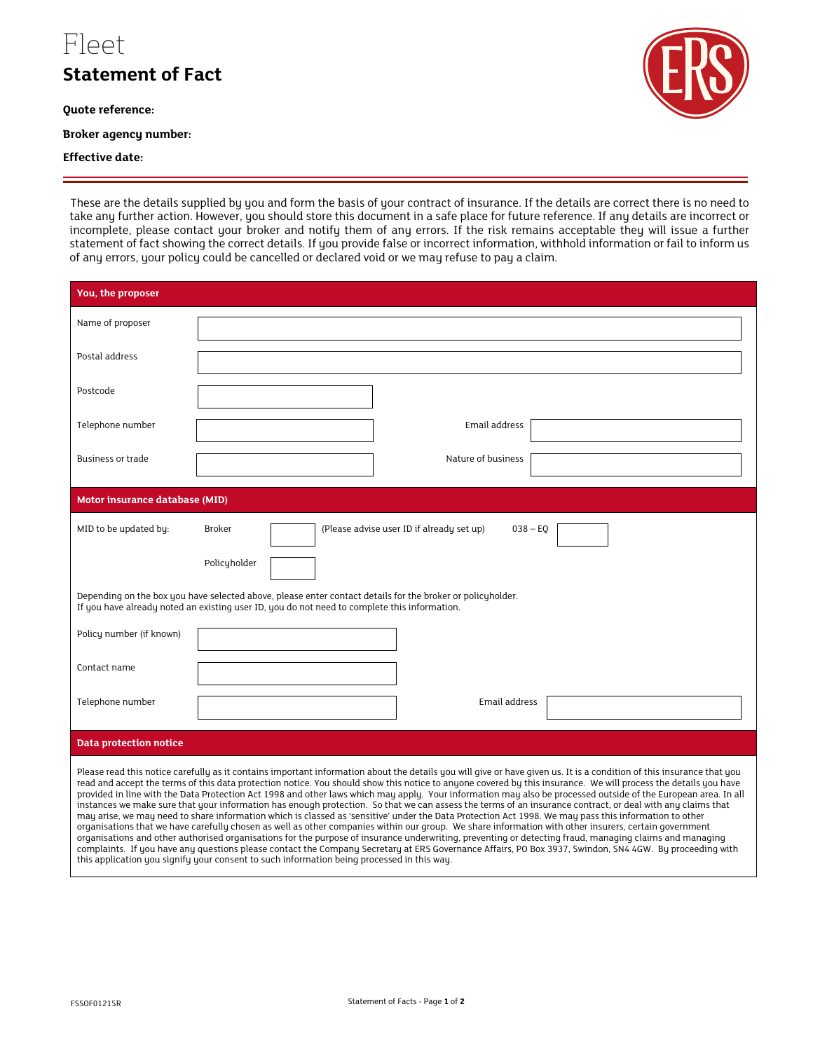# Fleet

## Statement of Fact

**Quote reference:**

**Broker agency number:**

**Effective date:**

---

These are the details supplied by you and form the basis of your contract of insurance. If the details are correct there is no need to take any further action. However, you should store this document in a safe place for future reference. If any details are incorrect or incomplete, please contact your broker and notify them of any errors. If the risk remains acceptable they will issue a further statement of fact showing the correct details. If you provide false or incorrect information, withhold information or fail to inform us of any errors, your policy could be cancelled or declared void or we may refuse to pay a claim.

### You, the proposer

| | | | |
|---|---|---|---|
| Name of proposer | | | |
| Postal address | | | |
| Postcode | | | |
| Telephone number | | Email address | |
| Business or trade | | Nature of business | |

### Motor insurance database (MID)

| | | | | |
|---|---|---|---|---|
| MID to be updated by: | Broker | | (Please advise user ID if already set up) | 038 – EQ |
| | Policyholder | | | |

Depending on the box you have selected above, please enter contact details for the broker or policyholder.
If you have already noted an existing user ID, you do not need to complete this information.

| | | | |
|---|---|---|---|
| Policy number (if known) | | | |
| Contact name | | | |
| Telephone number | | Email address | |

### Data protection notice

Please read this notice carefully as it contains important information about the details you will give or have given us. It is a condition of this insurance that you read and accept the terms of this data protection notice. You should show this notice to anyone covered by this insurance. We will process the details you have provided in line with the Data Protection Act 1998 and other laws which may apply. Your information may also be processed outside of the European area. In all instances we make sure that your information has enough protection. So that we can assess the terms of an insurance contract, or deal with any claims that may arise, we may need to share information which is classed as 'sensitive' under the Data Protection Act 1998. We may pass this information to other organisations that we have carefully chosen as well as other companies within our group. We share information with other insurers, certain government organisations and other authorised organisations for the purpose of insurance underwriting, preventing or detecting fraud, managing claims and managing complaints. If you have any questions please contact the Company Secretary at ERS Governance Affairs, PO Box 3937, Swindon, SN4 4GW. By proceeding with this application you signify your consent to such information being processed in this way.

FSSOF01215R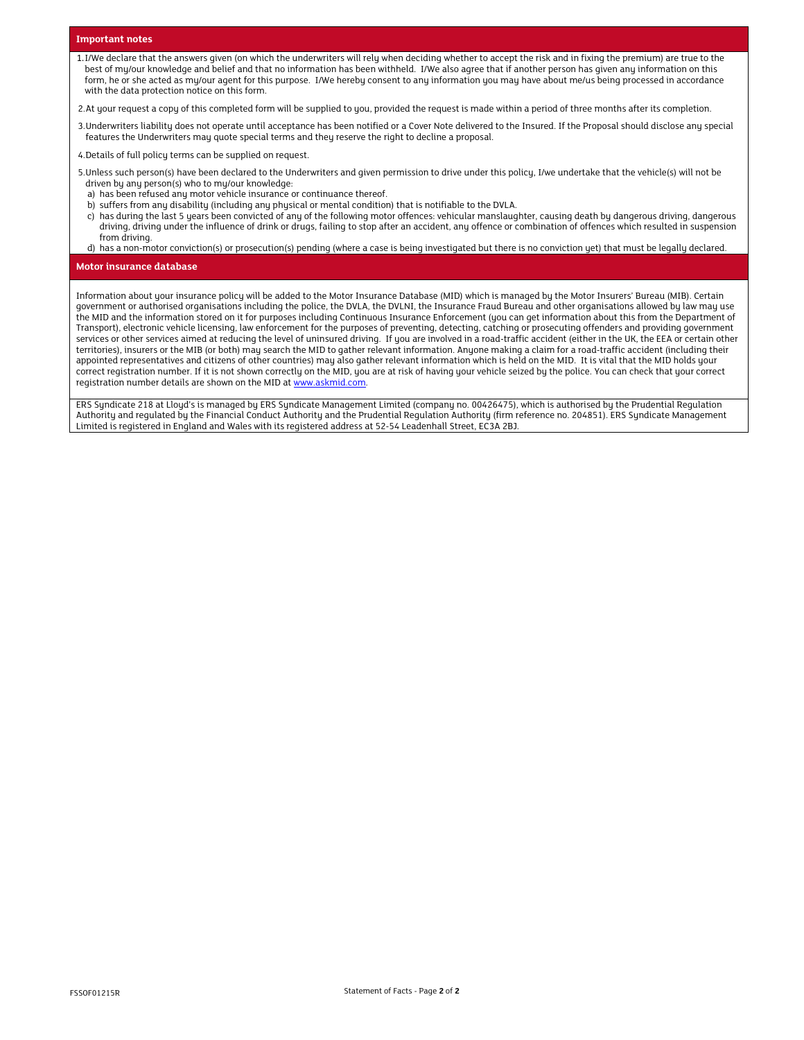## Important notes

1. I/We declare that the answers given (on which the underwriters will rely when deciding whether to accept the risk and in fixing the premium) are true to the best of my/our knowledge and belief and that no information has been withheld. I/We also agree that if another person has given any information on this form, he or she acted as my/our agent for this purpose. I/We hereby consent to any information you may have about me/us being processed in accordance with the data protection notice on this form.

2. At your request a copy of this completed form will be supplied to you, provided the request is made within a period of three months after its completion.

3. Underwriters liability does not operate until acceptance has been notified or a Cover Note delivered to the Insured. If the Proposal should disclose any special features the Underwriters may quote special terms and they reserve the right to decline a proposal.

4. Details of full policy terms can be supplied on request.

5. Unless such person(s) have been declared to the Underwriters and given permission to drive under this policy, I/we undertake that the vehicle(s) will not be driven by any person(s) who to my/our knowledge:
   a) has been refused any motor vehicle insurance or continuance thereof.
   b) suffers from any disability (including any physical or mental condition) that is notifiable to the DVLA.
   c) has during the last 5 years been convicted of any of the following motor offences: vehicular manslaughter, causing death by dangerous driving, dangerous driving, driving under the influence of drink or drugs, failing to stop after an accident, any offence or combination of offences which resulted in suspension from driving.
   d) has a non-motor conviction(s) or prosecution(s) pending (where a case is being investigated but there is no conviction yet) that must be legally declared.

## Motor insurance database

Information about your insurance policy will be added to the Motor Insurance Database (MID) which is managed by the Motor Insurers' Bureau (MIB). Certain government or authorised organisations including the police, the DVLA, the DVLNI, the Insurance Fraud Bureau and other organisations allowed by law may use the MID and the information stored on it for purposes including Continuous Insurance Enforcement (you can get information about this from the Department of Transport), electronic vehicle licensing, law enforcement for the purposes of preventing, detecting, catching or prosecuting offenders and providing government services or other services aimed at reducing the level of uninsured driving. If you are involved in a road-traffic accident (either in the UK, the EEA or certain other territories), insurers or the MIB (or both) may search the MID to gather relevant information. Anyone making a claim for a road-traffic accident (including their appointed representatives and citizens of other countries) may also gather relevant information which is held on the MID. It is vital that the MID holds your correct registration number. If it is not shown correctly on the MID, you are at risk of having your vehicle seized by the police. You can check that your correct registration number details are shown on the MID at www.askmid.com.

ERS Syndicate 218 at Lloyd's is managed by ERS Syndicate Management Limited (company no. 00426475), which is authorised by the Prudential Regulation Authority and regulated by the Financial Conduct Authority and the Prudential Regulation Authority (firm reference no. 204851). ERS Syndicate Management Limited is registered in England and Wales with its registered address at 52-54 Leadenhall Street, EC3A 2BJ.

FSSOF01215R